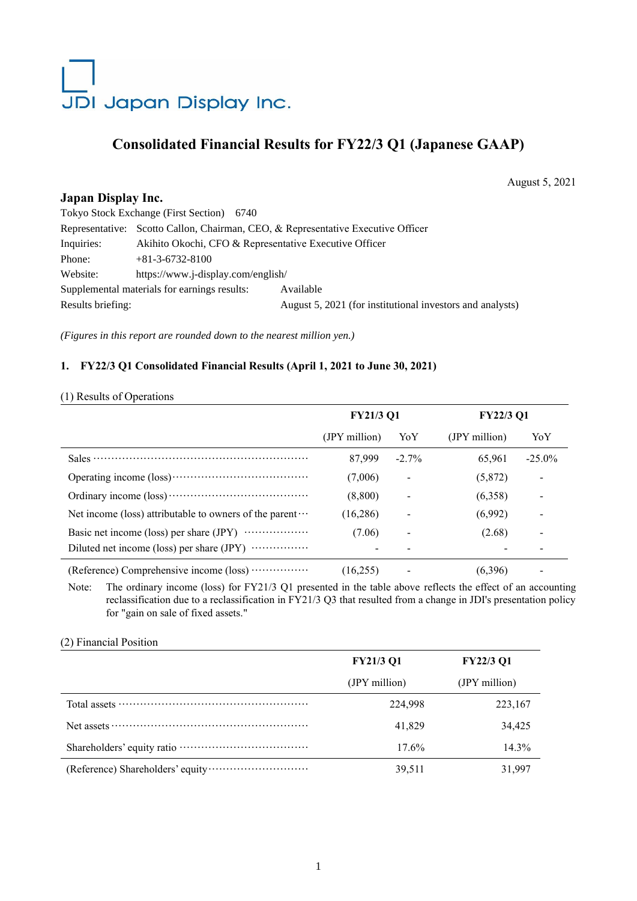JDI Japan Display Inc.

# Consolidated Financial Results for FY22/3 Q1 (Japanese GAAP)

August 5, 2021

**Japan Display Inc.**

Tokyo Stock Exchange (First Section) 6740

Representative: Scotto Callon, Chairman, CEO, & Representative Executive Officer

Inquiries: Akihito Okochi, CFO & Representative Executive Officer

Phone: +81-3-6732-8100

Website: https://www.j-display.com/english/

Supplemental materials for earnings results: Available

Results briefing: August 5, 2021 (for institutional investors and analysts)

*(Figures in this report are rounded down to the nearest million yen.)*

### 1. FY22/3 Q1 Consolidated Financial Results (April 1, 2021 to June 30, 2021)

(1) Results of Operations

| | FY21/3 Q1 | | FY22/3 Q1 | |
|---|---|---|---|---|
| | (JPY million) | YoY | (JPY million) | YoY |
| Sales | 87,999 | -2.7% | 65,961 | -25.0% |
| Operating income (loss) | (7,006) | - | (5,872) | - |
| Ordinary income (loss) | (8,800) | - | (6,358) | - |
| Net income (loss) attributable to owners of the parent | (16,286) | - | (6,992) | - |
| Basic net income (loss) per share (JPY) | (7.06) | - | (2.68) | - |
| Diluted net income (loss) per share (JPY) | - | - | - | - |
| (Reference) Comprehensive income (loss) | (16,255) | - | (6,396) | - |

Note: The ordinary income (loss) for FY21/3 Q1 presented in the table above reflects the effect of an accounting reclassification due to a reclassification in FY21/3 Q3 that resulted from a change in JDI's presentation policy for "gain on sale of fixed assets."

(2) Financial Position

| | FY21/3 Q1 | FY22/3 Q1 |
|---|---|---|
| | (JPY million) | (JPY million) |
| Total assets | 224,998 | 223,167 |
| Net assets | 41,829 | 34,425 |
| Shareholders' equity ratio | 17.6% | 14.3% |
| (Reference) Shareholders' equity | 39,511 | 31,997 |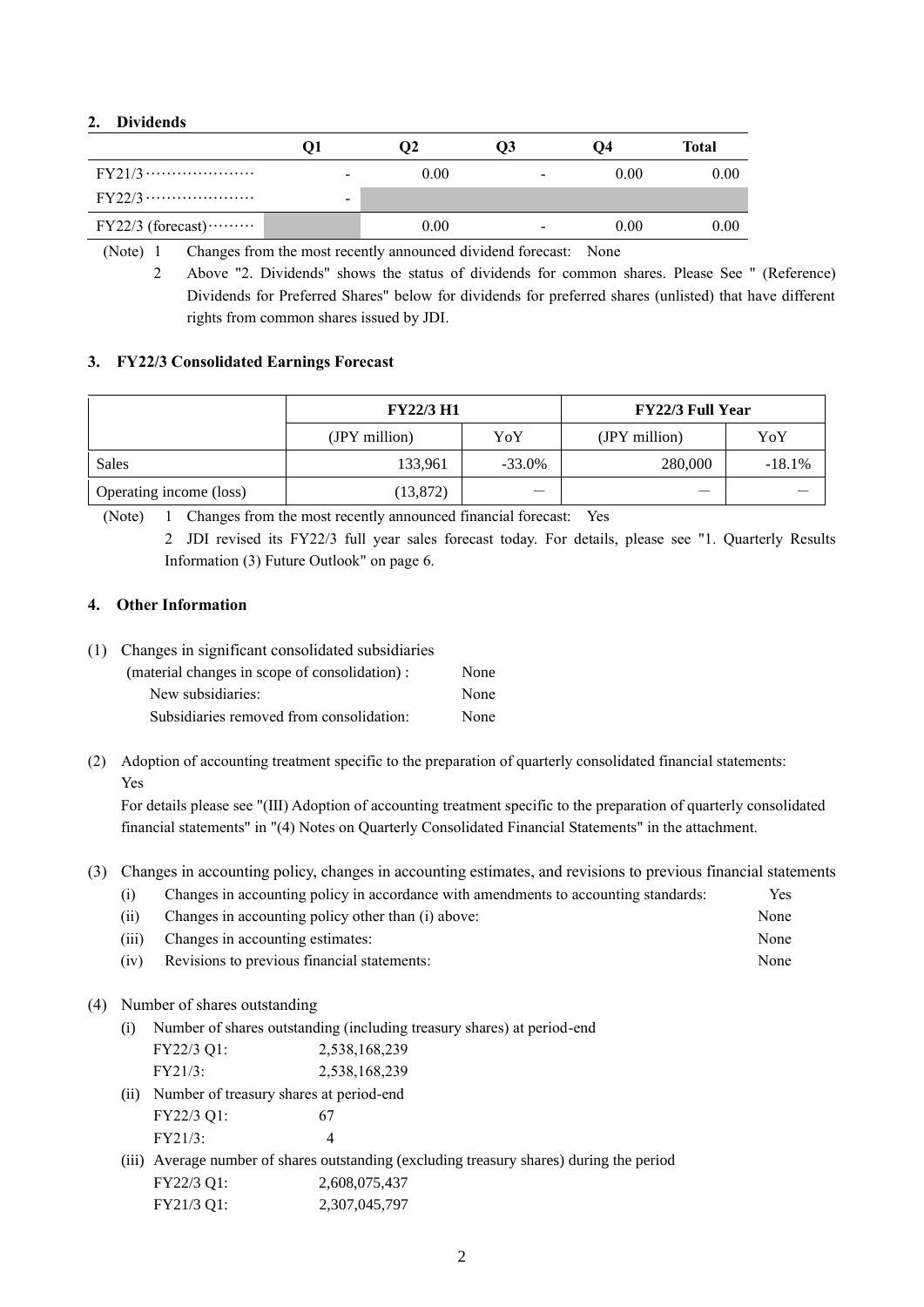## 2. Dividends

| | Q1 | Q2 | Q3 | Q4 | Total |
|---|---|---|---|---|---|
| FY21/3 ………………… | - | 0.00 | - | 0.00 | 0.00 |
| FY22/3 ………………… | - | | | | |
| FY22/3 (forecast)……… | | 0.00 | - | 0.00 | 0.00 |

(Note) 1 Changes from the most recently announced dividend forecast: None

2 Above "2. Dividends" shows the status of dividends for common shares. Please See " (Reference) Dividends for Preferred Shares" below for dividends for preferred shares (unlisted) that have different rights from common shares issued by JDI.

## 3. FY22/3 Consolidated Earnings Forecast

| | FY22/3 H1 | | FY22/3 Full Year | |
|---|---|---|---|---|
| | (JPY million) | YoY | (JPY million) | YoY |
| Sales | 133,961 | -33.0% | 280,000 | -18.1% |
| Operating income (loss) | (13,872) | — | — | — |

(Note) 1 Changes from the most recently announced financial forecast: Yes

2 JDI revised its FY22/3 full year sales forecast today. For details, please see "1. Quarterly Results Information (3) Future Outlook" on page 6.

## 4. Other Information

(1) Changes in significant consolidated subsidiaries

(material changes in scope of consolidation) : None

New subsidiaries: None

Subsidiaries removed from consolidation: None

(2) Adoption of accounting treatment specific to the preparation of quarterly consolidated financial statements: Yes

For details please see "(III) Adoption of accounting treatment specific to the preparation of quarterly consolidated financial statements" in "(4) Notes on Quarterly Consolidated Financial Statements" in the attachment.

(3) Changes in accounting policy, changes in accounting estimates, and revisions to previous financial statements

(i) Changes in accounting policy in accordance with amendments to accounting standards: Yes

(ii) Changes in accounting policy other than (i) above: None

(iii) Changes in accounting estimates: None

(iv) Revisions to previous financial statements: None

(4) Number of shares outstanding

(i) Number of shares outstanding (including treasury shares) at period-end

FY22/3 Q1: 2,538,168,239

FY21/3: 2,538,168,239

(ii) Number of treasury shares at period-end

FY22/3 Q1: 67

FY21/3: 4

(iii) Average number of shares outstanding (excluding treasury shares) during the period

FY22/3 Q1: 2,608,075,437

FY21/3 Q1: 2,307,045,797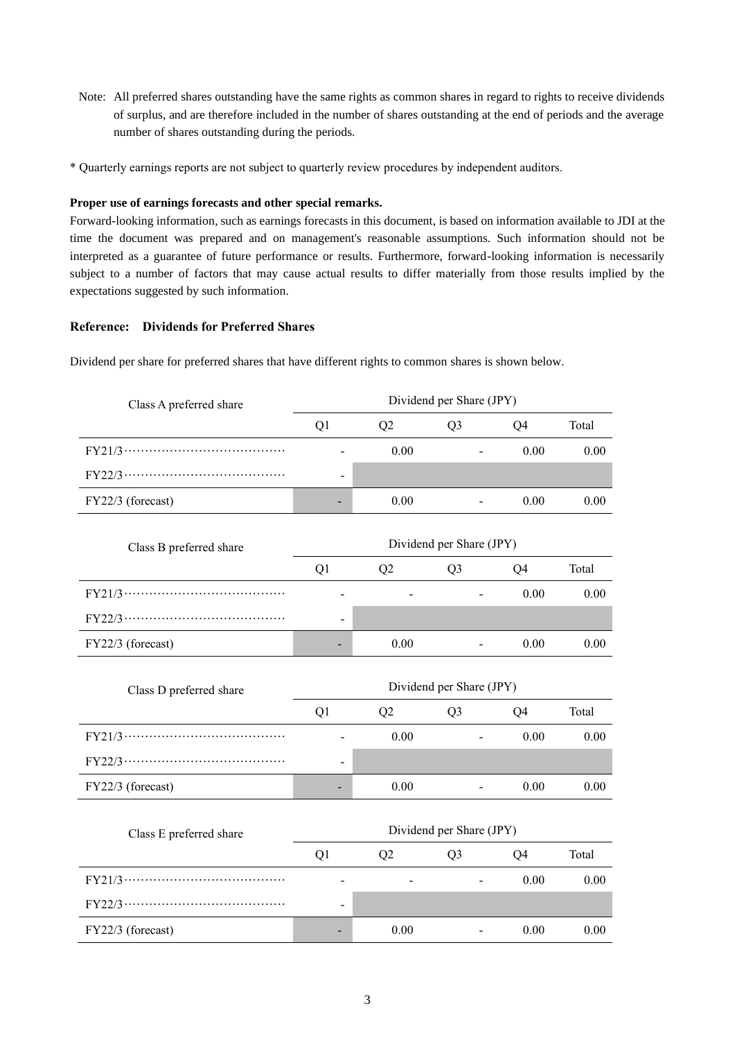Note: All preferred shares outstanding have the same rights as common shares in regard to rights to receive dividends of surplus, and are therefore included in the number of shares outstanding at the end of periods and the average number of shares outstanding during the periods.

* Quarterly earnings reports are not subject to quarterly review procedures by independent auditors.

**Proper use of earnings forecasts and other special remarks.**

Forward-looking information, such as earnings forecasts in this document, is based on information available to JDI at the time the document was prepared and on management's reasonable assumptions. Such information should not be interpreted as a guarantee of future performance or results. Furthermore, forward-looking information is necessarily subject to a number of factors that may cause actual results to differ materially from those results implied by the expectations suggested by such information.

**Reference: Dividends for Preferred Shares**

Dividend per share for preferred shares that have different rights to common shares is shown below.

| Class A preferred share | Dividend per Share (JPY) | | | | |
|---|---|---|---|---|---|
| | Q1 | Q2 | Q3 | Q4 | Total |
| FY21/3 | - | 0.00 | - | 0.00 | 0.00 |
| FY22/3 | - | | | | |
| FY22/3 (forecast) | - | 0.00 | - | 0.00 | 0.00 |

| Class B preferred share | Dividend per Share (JPY) | | | | |
|---|---|---|---|---|---|
| | Q1 | Q2 | Q3 | Q4 | Total |
| FY21/3 | - | - | - | 0.00 | 0.00 |
| FY22/3 | - | | | | |
| FY22/3 (forecast) | - | 0.00 | - | 0.00 | 0.00 |

| Class D preferred share | Dividend per Share (JPY) | | | | |
|---|---|---|---|---|---|
| | Q1 | Q2 | Q3 | Q4 | Total |
| FY21/3 | - | 0.00 | - | 0.00 | 0.00 |
| FY22/3 | - | | | | |
| FY22/3 (forecast) | - | 0.00 | - | 0.00 | 0.00 |

| Class E preferred share | Dividend per Share (JPY) | | | | |
|---|---|---|---|---|---|
| | Q1 | Q2 | Q3 | Q4 | Total |
| FY21/3 | - | - | - | 0.00 | 0.00 |
| FY22/3 | - | | | | |
| FY22/3 (forecast) | - | 0.00 | - | 0.00 | 0.00 |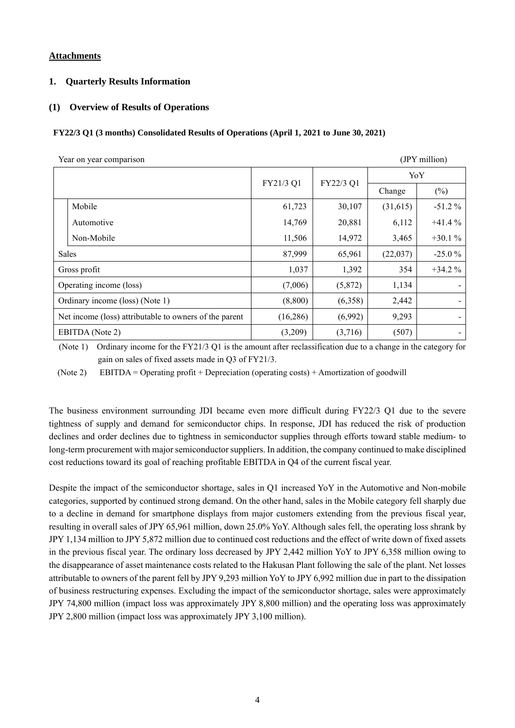**Attachments**

## 1. Quarterly Results Information

### (1) Overview of Results of Operations

**FY22/3 Q1 (3 months) Consolidated Results of Operations (April 1, 2021 to June 30, 2021)**

Year on year comparison (JPY million)

| | FY21/3 Q1 | FY22/3 Q1 | YoY | |
|---|---|---|---|---|
| | | | Change | (%) |
| Mobile | 61,723 | 30,107 | (31,615) | -51.2 % |
| Automotive | 14,769 | 20,881 | 6,112 | +41.4 % |
| Non-Mobile | 11,506 | 14,972 | 3,465 | +30.1 % |
| Sales | 87,999 | 65,961 | (22,037) | -25.0 % |
| Gross profit | 1,037 | 1,392 | 354 | +34.2 % |
| Operating income (loss) | (7,006) | (5,872) | 1,134 | - |
| Ordinary income (loss) (Note 1) | (8,800) | (6,358) | 2,442 | - |
| Net income (loss) attributable to owners of the parent | (16,286) | (6,992) | 9,293 | - |
| EBITDA (Note 2) | (3,209) | (3,716) | (507) | - |

(Note 1) Ordinary income for the FY21/3 Q1 is the amount after reclassification due to a change in the category for gain on sales of fixed assets made in Q3 of FY21/3.

(Note 2) EBITDA = Operating profit + Depreciation (operating costs) + Amortization of goodwill

The business environment surrounding JDI became even more difficult during FY22/3 Q1 due to the severe tightness of supply and demand for semiconductor chips. In response, JDI has reduced the risk of production declines and order declines due to tightness in semiconductor supplies through efforts toward stable medium- to long-term procurement with major semiconductor suppliers. In addition, the company continued to make disciplined cost reductions toward its goal of reaching profitable EBITDA in Q4 of the current fiscal year.

Despite the impact of the semiconductor shortage, sales in Q1 increased YoY in the Automotive and Non-mobile categories, supported by continued strong demand. On the other hand, sales in the Mobile category fell sharply due to a decline in demand for smartphone displays from major customers extending from the previous fiscal year, resulting in overall sales of JPY 65,961 million, down 25.0% YoY. Although sales fell, the operating loss shrank by JPY 1,134 million to JPY 5,872 million due to continued cost reductions and the effect of write down of fixed assets in the previous fiscal year. The ordinary loss decreased by JPY 2,442 million YoY to JPY 6,358 million owing to the disappearance of asset maintenance costs related to the Hakusan Plant following the sale of the plant. Net losses attributable to owners of the parent fell by JPY 9,293 million YoY to JPY 6,992 million due in part to the dissipation of business restructuring expenses. Excluding the impact of the semiconductor shortage, sales were approximately JPY 74,800 million (impact loss was approximately JPY 8,800 million) and the operating loss was approximately JPY 2,800 million (impact loss was approximately JPY 3,100 million).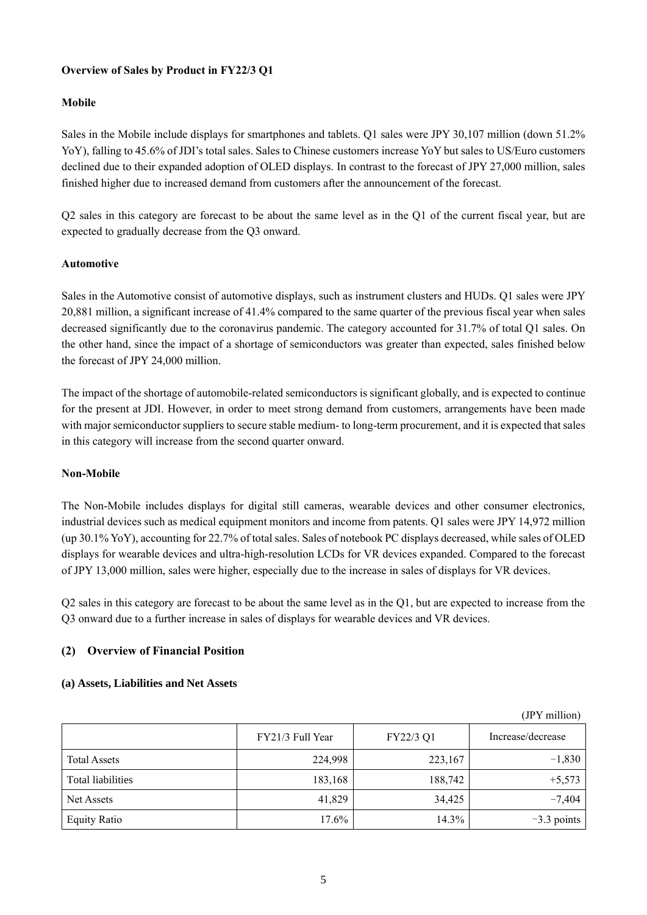**Overview of Sales by Product in FY22/3 Q1**

**Mobile**

Sales in the Mobile include displays for smartphones and tablets. Q1 sales were JPY 30,107 million (down 51.2% YoY), falling to 45.6% of JDI's total sales. Sales to Chinese customers increase YoY but sales to US/Euro customers declined due to their expanded adoption of OLED displays. In contrast to the forecast of JPY 27,000 million, sales finished higher due to increased demand from customers after the announcement of the forecast.

Q2 sales in this category are forecast to be about the same level as in the Q1 of the current fiscal year, but are expected to gradually decrease from the Q3 onward.

**Automotive**

Sales in the Automotive consist of automotive displays, such as instrument clusters and HUDs. Q1 sales were JPY 20,881 million, a significant increase of 41.4% compared to the same quarter of the previous fiscal year when sales decreased significantly due to the coronavirus pandemic. The category accounted for 31.7% of total Q1 sales. On the other hand, since the impact of a shortage of semiconductors was greater than expected, sales finished below the forecast of JPY 24,000 million.

The impact of the shortage of automobile-related semiconductors is significant globally, and is expected to continue for the present at JDI. However, in order to meet strong demand from customers, arrangements have been made with major semiconductor suppliers to secure stable medium- to long-term procurement, and it is expected that sales in this category will increase from the second quarter onward.

**Non-Mobile**

The Non-Mobile includes displays for digital still cameras, wearable devices and other consumer electronics, industrial devices such as medical equipment monitors and income from patents. Q1 sales were JPY 14,972 million (up 30.1% YoY), accounting for 22.7% of total sales. Sales of notebook PC displays decreased, while sales of OLED displays for wearable devices and ultra-high-resolution LCDs for VR devices expanded. Compared to the forecast of JPY 13,000 million, sales were higher, especially due to the increase in sales of displays for VR devices.

Q2 sales in this category are forecast to be about the same level as in the Q1, but are expected to increase from the Q3 onward due to a further increase in sales of displays for wearable devices and VR devices.

## (2) Overview of Financial Position

**(a) Assets, Liabilities and Net Assets**

(JPY million)

| | FY21/3 Full Year | FY22/3 Q1 | Increase/decrease |
|---|---|---|---|
| Total Assets | 224,998 | 223,167 | −1,830 |
| Total liabilities | 183,168 | 188,742 | +5,573 |
| Net Assets | 41,829 | 34,425 | −7,404 |
| Equity Ratio | 17.6% | 14.3% | −3.3 points |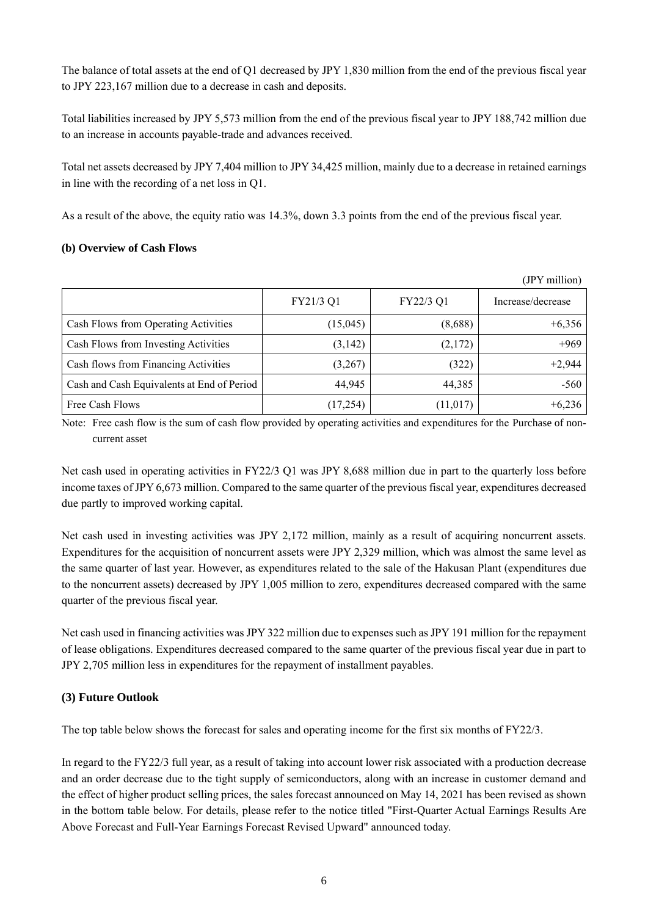The balance of total assets at the end of Q1 decreased by JPY 1,830 million from the end of the previous fiscal year to JPY 223,167 million due to a decrease in cash and deposits.

Total liabilities increased by JPY 5,573 million from the end of the previous fiscal year to JPY 188,742 million due to an increase in accounts payable-trade and advances received.

Total net assets decreased by JPY 7,404 million to JPY 34,425 million, mainly due to a decrease in retained earnings in line with the recording of a net loss in Q1.

As a result of the above, the equity ratio was 14.3%, down 3.3 points from the end of the previous fiscal year.

**(b) Overview of Cash Flows**

(JPY million)

| | FY21/3 Q1 | FY22/3 Q1 | Increase/decrease |
|---|---|---|---|
| Cash Flows from Operating Activities | (15,045) | (8,688) | +6,356 |
| Cash Flows from Investing Activities | (3,142) | (2,172) | +969 |
| Cash flows from Financing Activities | (3,267) | (322) | +2,944 |
| Cash and Cash Equivalents at End of Period | 44,945 | 44,385 | -560 |
| Free Cash Flows | (17,254) | (11,017) | +6,236 |

Note: Free cash flow is the sum of cash flow provided by operating activities and expenditures for the Purchase of non-current asset

Net cash used in operating activities in FY22/3 Q1 was JPY 8,688 million due in part to the quarterly loss before income taxes of JPY 6,673 million. Compared to the same quarter of the previous fiscal year, expenditures decreased due partly to improved working capital.

Net cash used in investing activities was JPY 2,172 million, mainly as a result of acquiring noncurrent assets. Expenditures for the acquisition of noncurrent assets were JPY 2,329 million, which was almost the same level as the same quarter of last year. However, as expenditures related to the sale of the Hakusan Plant (expenditures due to the noncurrent assets) decreased by JPY 1,005 million to zero, expenditures decreased compared with the same quarter of the previous fiscal year.

Net cash used in financing activities was JPY 322 million due to expenses such as JPY 191 million for the repayment of lease obligations. Expenditures decreased compared to the same quarter of the previous fiscal year due in part to JPY 2,705 million less in expenditures for the repayment of installment payables.

### (3) Future Outlook

The top table below shows the forecast for sales and operating income for the first six months of FY22/3.

In regard to the FY22/3 full year, as a result of taking into account lower risk associated with a production decrease and an order decrease due to the tight supply of semiconductors, along with an increase in customer demand and the effect of higher product selling prices, the sales forecast announced on May 14, 2021 has been revised as shown in the bottom table below. For details, please refer to the notice titled "First-Quarter Actual Earnings Results Are Above Forecast and Full-Year Earnings Forecast Revised Upward" announced today.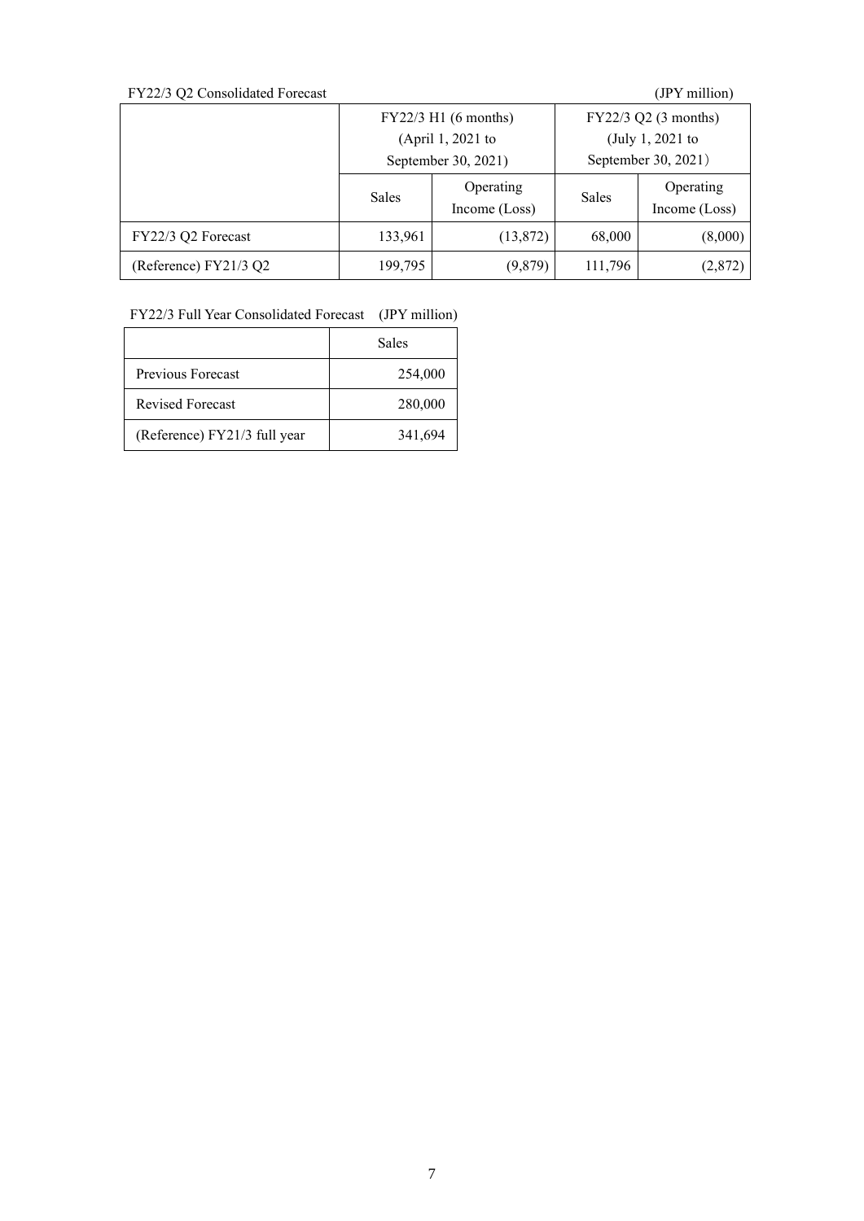FY22/3 Q2 Consolidated Forecast (JPY million)

| | FY22/3 H1 (6 months) (April 1, 2021 to September 30, 2021) | | FY22/3 Q2 (3 months) (July 1, 2021 to September 30, 2021) | |
|---|---|---|---|---|
| | Sales | Operating Income (Loss) | Sales | Operating Income (Loss) |
| FY22/3 Q2 Forecast | 133,961 | (13,872) | 68,000 | (8,000) |
| (Reference) FY21/3 Q2 | 199,795 | (9,879) | 111,796 | (2,872) |

FY22/3 Full Year Consolidated Forecast (JPY million)

| | Sales |
|---|---|
| Previous Forecast | 254,000 |
| Revised Forecast | 280,000 |
| (Reference) FY21/3 full year | 341,694 |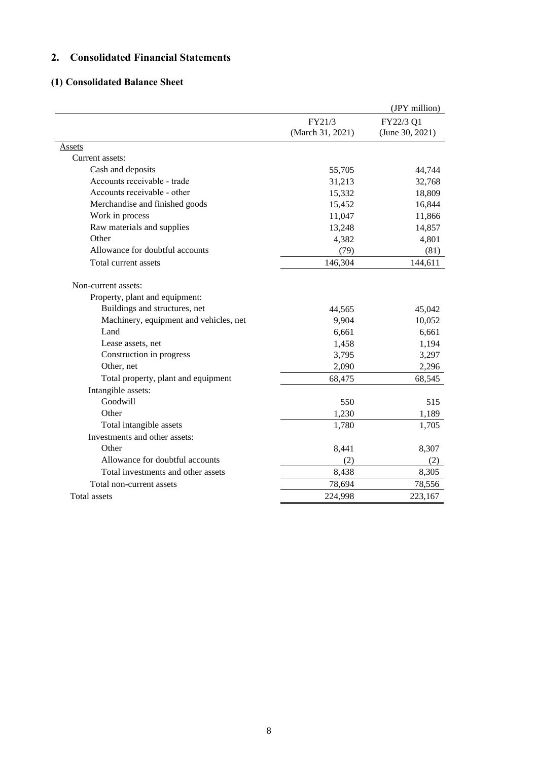## 2. Consolidated Financial Statements

### (1) Consolidated Balance Sheet

(JPY million)

| | FY21/3 (March 31, 2021) | FY22/3 Q1 (June 30, 2021) |
|---|---|---|
| Assets | | |
| Current assets: | | |
| Cash and deposits | 55,705 | 44,744 |
| Accounts receivable - trade | 31,213 | 32,768 |
| Accounts receivable - other | 15,332 | 18,809 |
| Merchandise and finished goods | 15,452 | 16,844 |
| Work in process | 11,047 | 11,866 |
| Raw materials and supplies | 13,248 | 14,857 |
| Other | 4,382 | 4,801 |
| Allowance for doubtful accounts | (79) | (81) |
| Total current assets | 146,304 | 144,611 |
| Non-current assets: | | |
| Property, plant and equipment: | | |
| Buildings and structures, net | 44,565 | 45,042 |
| Machinery, equipment and vehicles, net | 9,904 | 10,052 |
| Land | 6,661 | 6,661 |
| Lease assets, net | 1,458 | 1,194 |
| Construction in progress | 3,795 | 3,297 |
| Other, net | 2,090 | 2,296 |
| Total property, plant and equipment | 68,475 | 68,545 |
| Intangible assets: | | |
| Goodwill | 550 | 515 |
| Other | 1,230 | 1,189 |
| Total intangible assets | 1,780 | 1,705 |
| Investments and other assets: | | |
| Other | 8,441 | 8,307 |
| Allowance for doubtful accounts | (2) | (2) |
| Total investments and other assets | 8,438 | 8,305 |
| Total non-current assets | 78,694 | 78,556 |
| Total assets | 224,998 | 223,167 |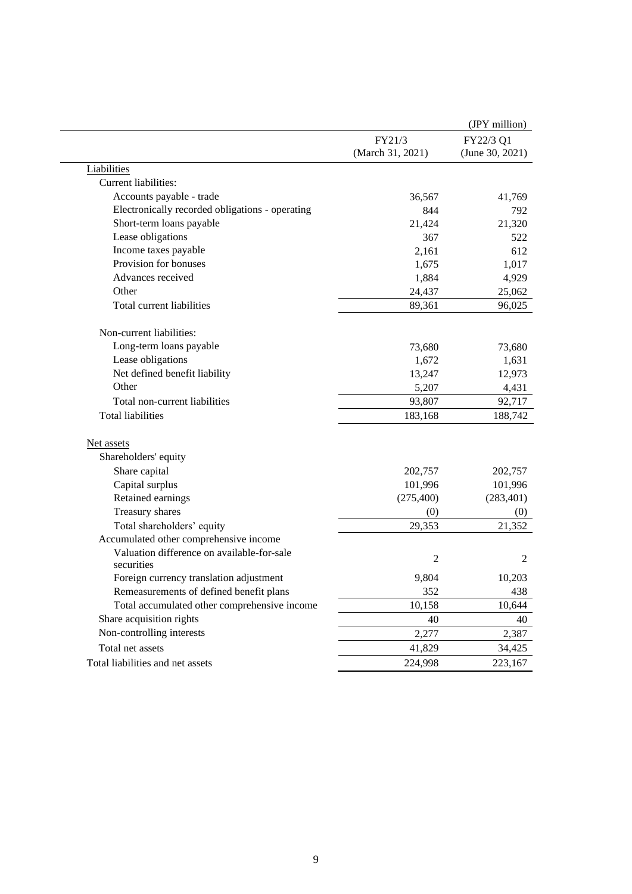| | | (JPY million) |
|---|---|---|
| | FY21/3 (March 31, 2021) | FY22/3 Q1 (June 30, 2021) |
| Liabilities | | |
| Current liabilities: | | |
| Accounts payable - trade | 36,567 | 41,769 |
| Electronically recorded obligations - operating | 844 | 792 |
| Short-term loans payable | 21,424 | 21,320 |
| Lease obligations | 367 | 522 |
| Income taxes payable | 2,161 | 612 |
| Provision for bonuses | 1,675 | 1,017 |
| Advances received | 1,884 | 4,929 |
| Other | 24,437 | 25,062 |
| Total current liabilities | 89,361 | 96,025 |
| Non-current liabilities: | | |
| Long-term loans payable | 73,680 | 73,680 |
| Lease obligations | 1,672 | 1,631 |
| Net defined benefit liability | 13,247 | 12,973 |
| Other | 5,207 | 4,431 |
| Total non-current liabilities | 93,807 | 92,717 |
| Total liabilities | 183,168 | 188,742 |
| Net assets | | |
| Shareholders' equity | | |
| Share capital | 202,757 | 202,757 |
| Capital surplus | 101,996 | 101,996 |
| Retained earnings | (275,400) | (283,401) |
| Treasury shares | (0) | (0) |
| Total shareholders' equity | 29,353 | 21,352 |
| Accumulated other comprehensive income | | |
| Valuation difference on available-for-sale securities | 2 | 2 |
| Foreign currency translation adjustment | 9,804 | 10,203 |
| Remeasurements of defined benefit plans | 352 | 438 |
| Total accumulated other comprehensive income | 10,158 | 10,644 |
| Share acquisition rights | 40 | 40 |
| Non-controlling interests | 2,277 | 2,387 |
| Total net assets | 41,829 | 34,425 |
| Total liabilities and net assets | 224,998 | 223,167 |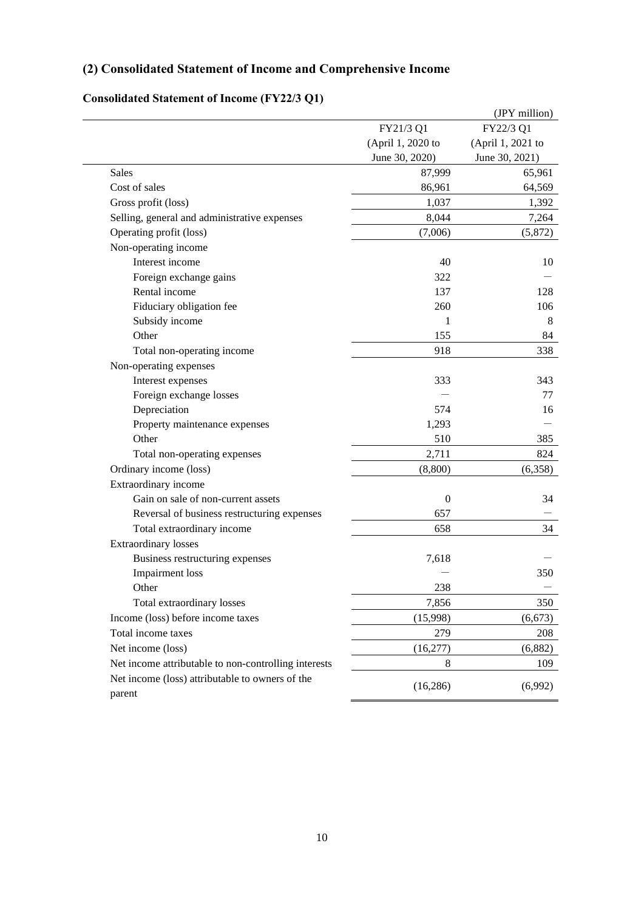## (2) Consolidated Statement of Income and Comprehensive Income

### Consolidated Statement of Income (FY22/3 Q1)

(JPY million)

| | FY21/3 Q1 (April 1, 2020 to June 30, 2020) | FY22/3 Q1 (April 1, 2021 to June 30, 2021) |
|---|---|---|
| Sales | 87,999 | 65,961 |
| Cost of sales | 86,961 | 64,569 |
| Gross profit (loss) | 1,037 | 1,392 |
| Selling, general and administrative expenses | 8,044 | 7,264 |
| Operating profit (loss) | (7,006) | (5,872) |
| Non-operating income | | |
| Interest income | 40 | 10 |
| Foreign exchange gains | 322 | — |
| Rental income | 137 | 128 |
| Fiduciary obligation fee | 260 | 106 |
| Subsidy income | 1 | 8 |
| Other | 155 | 84 |
| Total non-operating income | 918 | 338 |
| Non-operating expenses | | |
| Interest expenses | 333 | 343 |
| Foreign exchange losses | — | 77 |
| Depreciation | 574 | 16 |
| Property maintenance expenses | 1,293 | — |
| Other | 510 | 385 |
| Total non-operating expenses | 2,711 | 824 |
| Ordinary income (loss) | (8,800) | (6,358) |
| Extraordinary income | | |
| Gain on sale of non-current assets | 0 | 34 |
| Reversal of business restructuring expenses | 657 | — |
| Total extraordinary income | 658 | 34 |
| Extraordinary losses | | |
| Business restructuring expenses | 7,618 | — |
| Impairment loss | — | 350 |
| Other | 238 | — |
| Total extraordinary losses | 7,856 | 350 |
| Income (loss) before income taxes | (15,998) | (6,673) |
| Total income taxes | 279 | 208 |
| Net income (loss) | (16,277) | (6,882) |
| Net income attributable to non-controlling interests | 8 | 109 |
| Net income (loss) attributable to owners of the parent | (16,286) | (6,992) |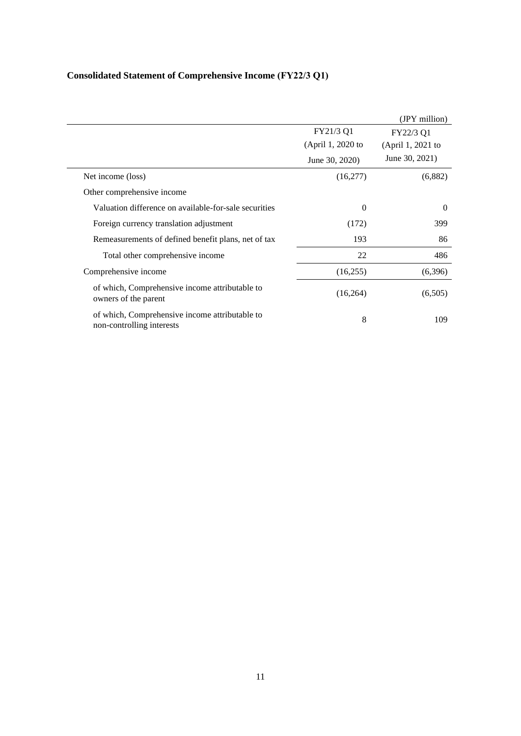**Consolidated Statement of Comprehensive Income (FY22/3 Q1)**

(JPY million)

| | FY21/3 Q1 (April 1, 2020 to June 30, 2020) | FY22/3 Q1 (April 1, 2021 to June 30, 2021) |
|---|---|---|
| Net income (loss) | (16,277) | (6,882) |
| Other comprehensive income | | |
| Valuation difference on available-for-sale securities | 0 | 0 |
| Foreign currency translation adjustment | (172) | 399 |
| Remeasurements of defined benefit plans, net of tax | 193 | 86 |
| Total other comprehensive income | 22 | 486 |
| Comprehensive income | (16,255) | (6,396) |
| of which, Comprehensive income attributable to owners of the parent | (16,264) | (6,505) |
| of which, Comprehensive income attributable to non-controlling interests | 8 | 109 |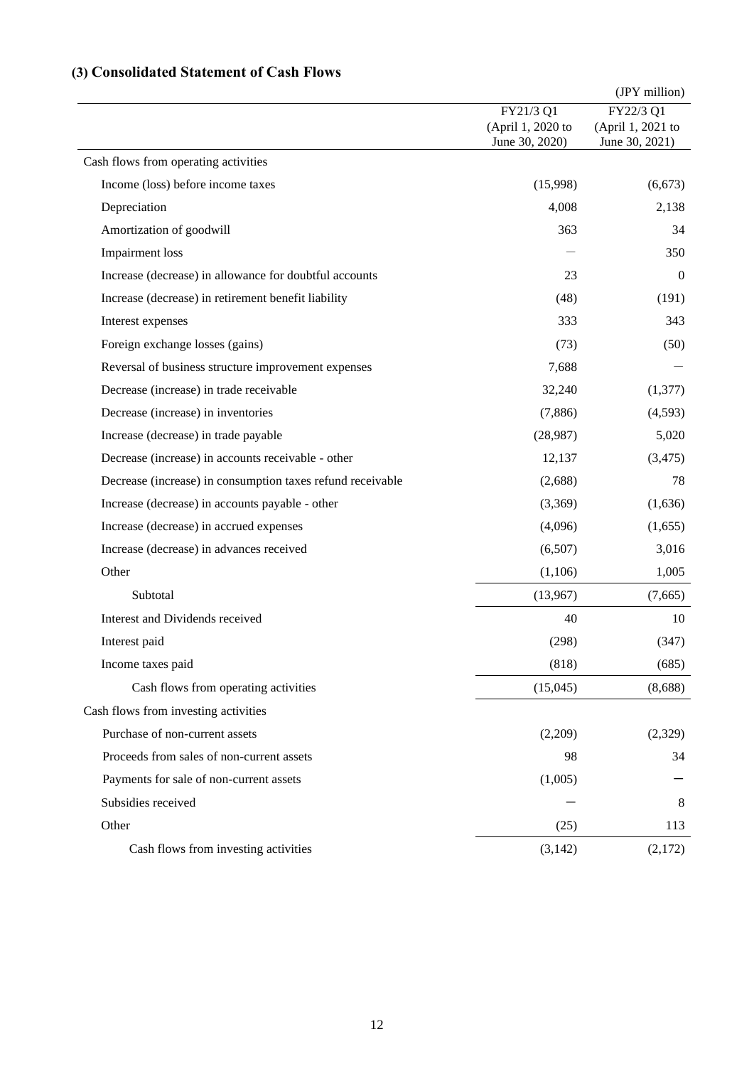### (3) Consolidated Statement of Cash Flows

(JPY million)

| | FY21/3 Q1 (April 1, 2020 to June 30, 2020) | FY22/3 Q1 (April 1, 2021 to June 30, 2021) |
|---|---|---|
| Cash flows from operating activities | | |
| Income (loss) before income taxes | (15,998) | (6,673) |
| Depreciation | 4,008 | 2,138 |
| Amortization of goodwill | 363 | 34 |
| Impairment loss | — | 350 |
| Increase (decrease) in allowance for doubtful accounts | 23 | 0 |
| Increase (decrease) in retirement benefit liability | (48) | (191) |
| Interest expenses | 333 | 343 |
| Foreign exchange losses (gains) | (73) | (50) |
| Reversal of business structure improvement expenses | 7,688 | — |
| Decrease (increase) in trade receivable | 32,240 | (1,377) |
| Decrease (increase) in inventories | (7,886) | (4,593) |
| Increase (decrease) in trade payable | (28,987) | 5,020 |
| Decrease (increase) in accounts receivable - other | 12,137 | (3,475) |
| Decrease (increase) in consumption taxes refund receivable | (2,688) | 78 |
| Increase (decrease) in accounts payable - other | (3,369) | (1,636) |
| Increase (decrease) in accrued expenses | (4,096) | (1,655) |
| Increase (decrease) in advances received | (6,507) | 3,016 |
| Other | (1,106) | 1,005 |
| Subtotal | (13,967) | (7,665) |
| Interest and Dividends received | 40 | 10 |
| Interest paid | (298) | (347) |
| Income taxes paid | (818) | (685) |
| Cash flows from operating activities | (15,045) | (8,688) |
| Cash flows from investing activities | | |
| Purchase of non-current assets | (2,209) | (2,329) |
| Proceeds from sales of non-current assets | 98 | 34 |
| Payments for sale of non-current assets | (1,005) | — |
| Subsidies received | — | 8 |
| Other | (25) | 113 |
| Cash flows from investing activities | (3,142) | (2,172) |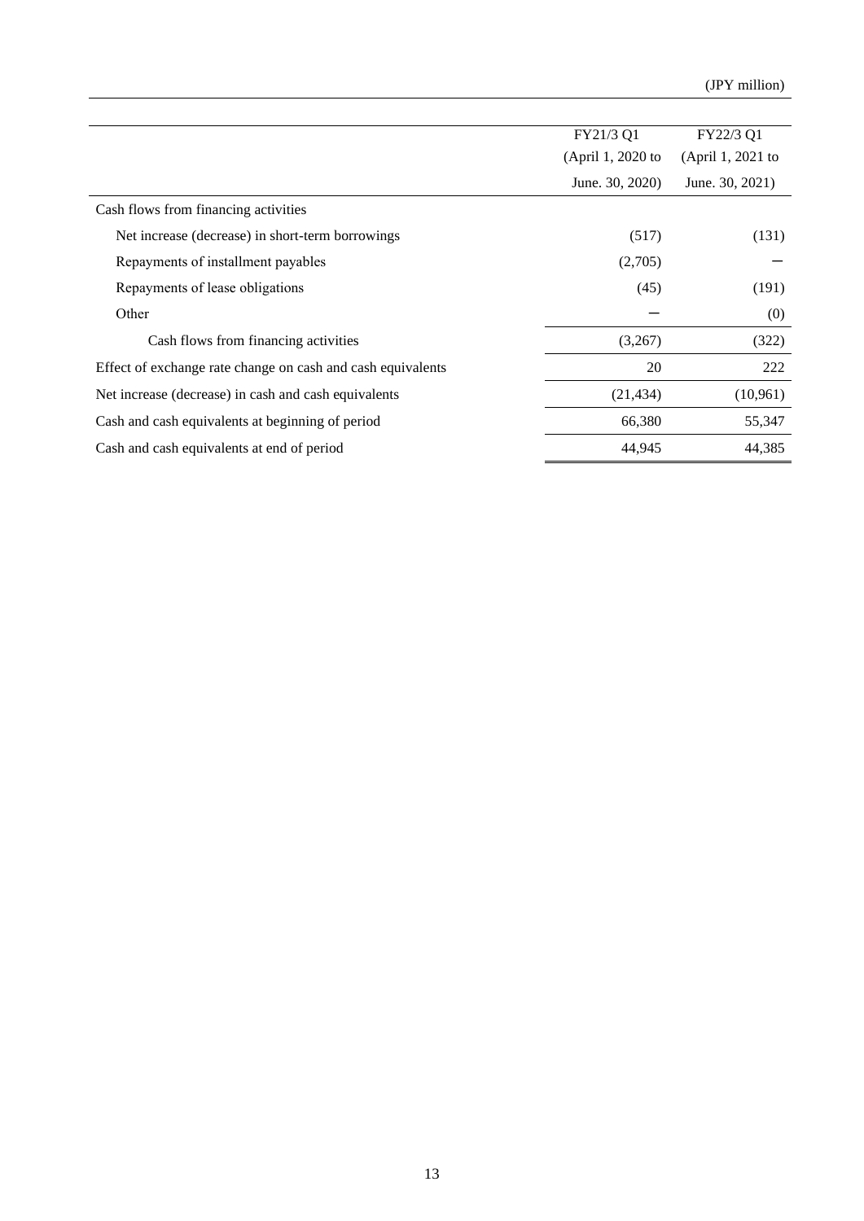(JPY million)

| | FY21/3 Q1 (April 1, 2020 to June. 30, 2020) | FY22/3 Q1 (April 1, 2021 to June. 30, 2021) |
|---|---|---|
| Cash flows from financing activities | | |
| Net increase (decrease) in short-term borrowings | (517) | (131) |
| Repayments of installment payables | (2,705) | ― |
| Repayments of lease obligations | (45) | (191) |
| Other | ― | (0) |
| Cash flows from financing activities | (3,267) | (322) |
| Effect of exchange rate change on cash and cash equivalents | 20 | 222 |
| Net increase (decrease) in cash and cash equivalents | (21,434) | (10,961) |
| Cash and cash equivalents at beginning of period | 66,380 | 55,347 |
| Cash and cash equivalents at end of period | 44,945 | 44,385 |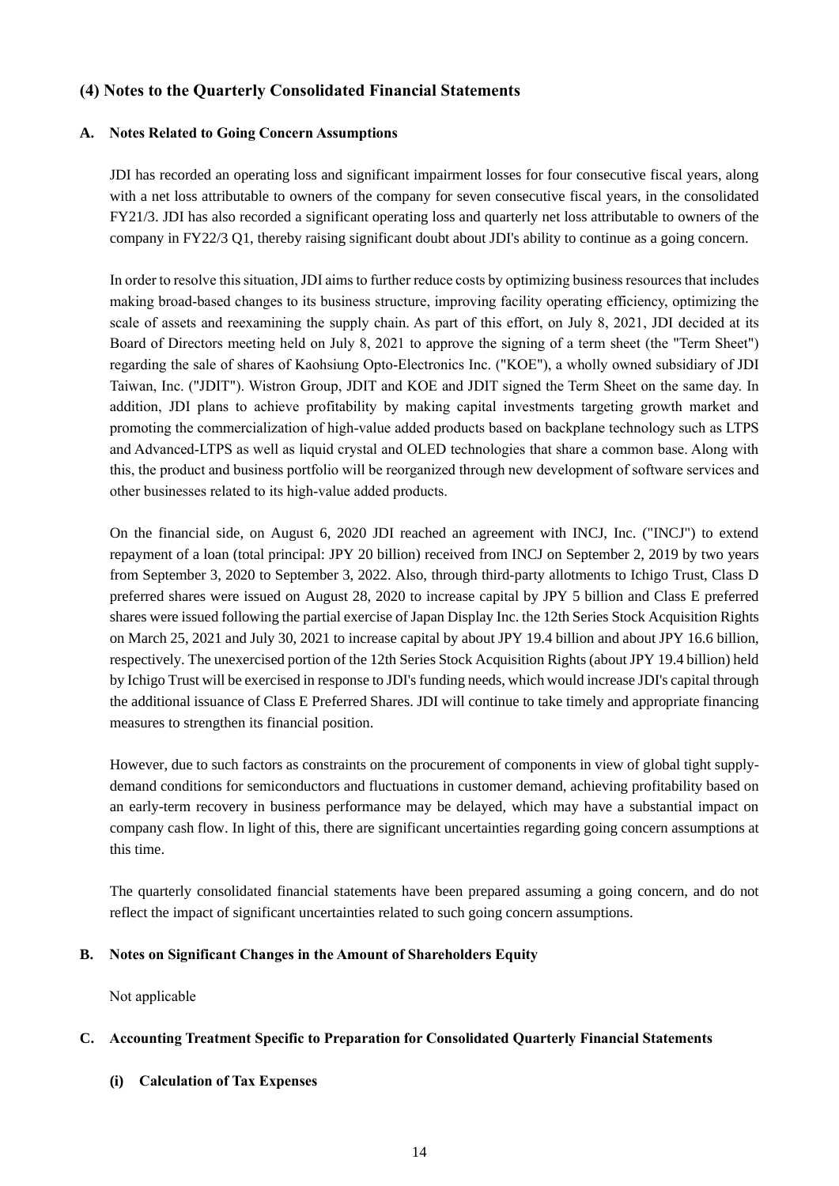## (4) Notes to the Quarterly Consolidated Financial Statements

### A. Notes Related to Going Concern Assumptions

JDI has recorded an operating loss and significant impairment losses for four consecutive fiscal years, along with a net loss attributable to owners of the company for seven consecutive fiscal years, in the consolidated FY21/3. JDI has also recorded a significant operating loss and quarterly net loss attributable to owners of the company in FY22/3 Q1, thereby raising significant doubt about JDI's ability to continue as a going concern.

In order to resolve this situation, JDI aims to further reduce costs by optimizing business resources that includes making broad-based changes to its business structure, improving facility operating efficiency, optimizing the scale of assets and reexamining the supply chain. As part of this effort, on July 8, 2021, JDI decided at its Board of Directors meeting held on July 8, 2021 to approve the signing of a term sheet (the "Term Sheet") regarding the sale of shares of Kaohsiung Opto-Electronics Inc. ("KOE"), a wholly owned subsidiary of JDI Taiwan, Inc. ("JDIT"). Wistron Group, JDIT and KOE and JDIT signed the Term Sheet on the same day. In addition, JDI plans to achieve profitability by making capital investments targeting growth market and promoting the commercialization of high-value added products based on backplane technology such as LTPS and Advanced-LTPS as well as liquid crystal and OLED technologies that share a common base. Along with this, the product and business portfolio will be reorganized through new development of software services and other businesses related to its high-value added products.

On the financial side, on August 6, 2020 JDI reached an agreement with INCJ, Inc. ("INCJ") to extend repayment of a loan (total principal: JPY 20 billion) received from INCJ on September 2, 2019 by two years from September 3, 2020 to September 3, 2022. Also, through third-party allotments to Ichigo Trust, Class D preferred shares were issued on August 28, 2020 to increase capital by JPY 5 billion and Class E preferred shares were issued following the partial exercise of Japan Display Inc. the 12th Series Stock Acquisition Rights on March 25, 2021 and July 30, 2021 to increase capital by about JPY 19.4 billion and about JPY 16.6 billion, respectively. The unexercised portion of the 12th Series Stock Acquisition Rights (about JPY 19.4 billion) held by Ichigo Trust will be exercised in response to JDI's funding needs, which would increase JDI's capital through the additional issuance of Class E Preferred Shares. JDI will continue to take timely and appropriate financing measures to strengthen its financial position.

However, due to such factors as constraints on the procurement of components in view of global tight supply-demand conditions for semiconductors and fluctuations in customer demand, achieving profitability based on an early-term recovery in business performance may be delayed, which may have a substantial impact on company cash flow. In light of this, there are significant uncertainties regarding going concern assumptions at this time.

The quarterly consolidated financial statements have been prepared assuming a going concern, and do not reflect the impact of significant uncertainties related to such going concern assumptions.

### B. Notes on Significant Changes in the Amount of Shareholders Equity

Not applicable

### C. Accounting Treatment Specific to Preparation for Consolidated Quarterly Financial Statements

#### (i) Calculation of Tax Expenses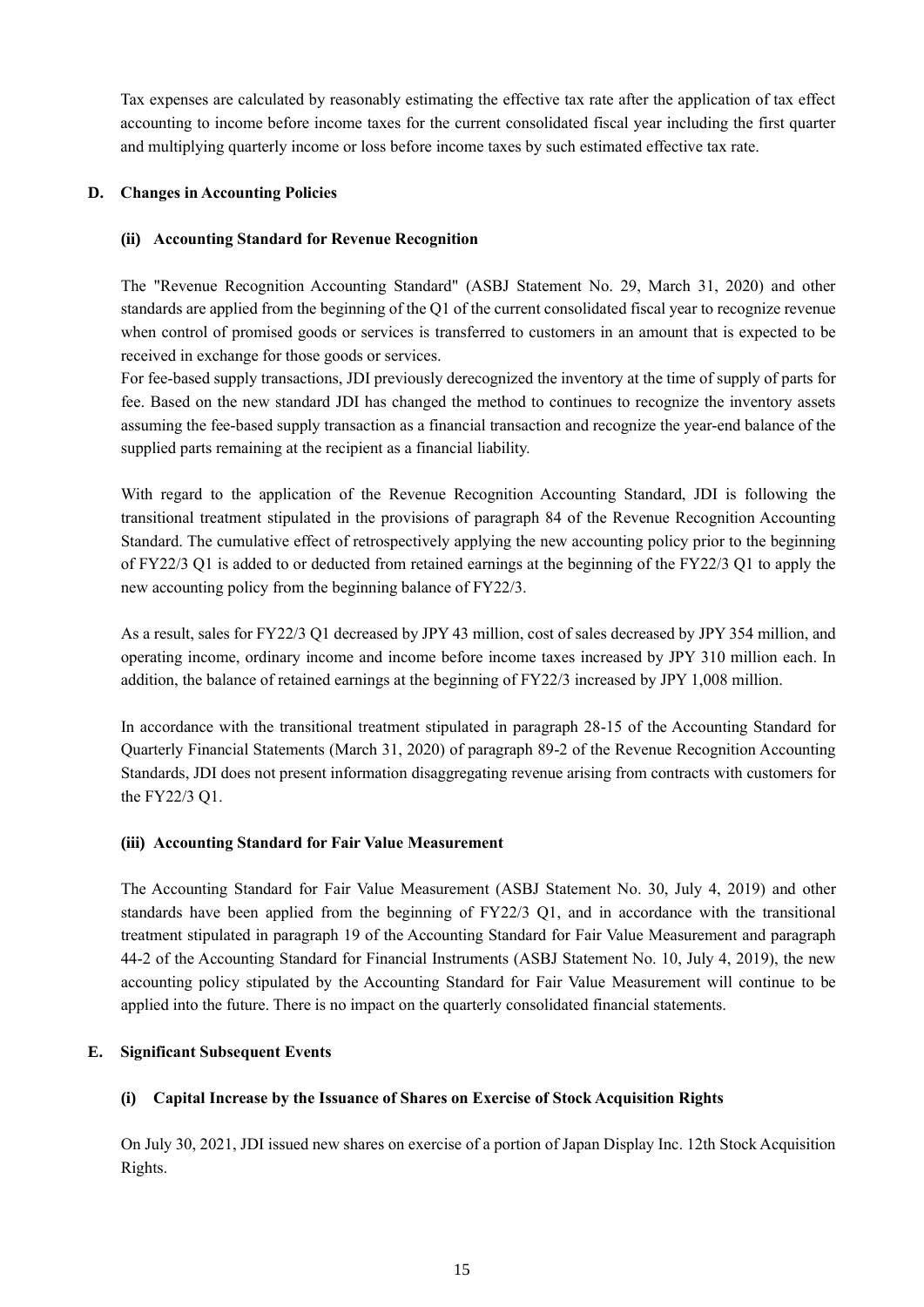Tax expenses are calculated by reasonably estimating the effective tax rate after the application of tax effect accounting to income before income taxes for the current consolidated fiscal year including the first quarter and multiplying quarterly income or loss before income taxes by such estimated effective tax rate.

## D. Changes in Accounting Policies

### (ii) Accounting Standard for Revenue Recognition

The "Revenue Recognition Accounting Standard" (ASBJ Statement No. 29, March 31, 2020) and other standards are applied from the beginning of the Q1 of the current consolidated fiscal year to recognize revenue when control of promised goods or services is transferred to customers in an amount that is expected to be received in exchange for those goods or services.

For fee-based supply transactions, JDI previously derecognized the inventory at the time of supply of parts for fee. Based on the new standard JDI has changed the method to continues to recognize the inventory assets assuming the fee-based supply transaction as a financial transaction and recognize the year-end balance of the supplied parts remaining at the recipient as a financial liability.

With regard to the application of the Revenue Recognition Accounting Standard, JDI is following the transitional treatment stipulated in the provisions of paragraph 84 of the Revenue Recognition Accounting Standard. The cumulative effect of retrospectively applying the new accounting policy prior to the beginning of FY22/3 Q1 is added to or deducted from retained earnings at the beginning of the FY22/3 Q1 to apply the new accounting policy from the beginning balance of FY22/3.

As a result, sales for FY22/3 Q1 decreased by JPY 43 million, cost of sales decreased by JPY 354 million, and operating income, ordinary income and income before income taxes increased by JPY 310 million each. In addition, the balance of retained earnings at the beginning of FY22/3 increased by JPY 1,008 million.

In accordance with the transitional treatment stipulated in paragraph 28-15 of the Accounting Standard for Quarterly Financial Statements (March 31, 2020) of paragraph 89-2 of the Revenue Recognition Accounting Standards, JDI does not present information disaggregating revenue arising from contracts with customers for the FY22/3 Q1.

### (iii) Accounting Standard for Fair Value Measurement

The Accounting Standard for Fair Value Measurement (ASBJ Statement No. 30, July 4, 2019) and other standards have been applied from the beginning of FY22/3 Q1, and in accordance with the transitional treatment stipulated in paragraph 19 of the Accounting Standard for Fair Value Measurement and paragraph 44-2 of the Accounting Standard for Financial Instruments (ASBJ Statement No. 10, July 4, 2019), the new accounting policy stipulated by the Accounting Standard for Fair Value Measurement will continue to be applied into the future. There is no impact on the quarterly consolidated financial statements.

## E. Significant Subsequent Events

### (i) Capital Increase by the Issuance of Shares on Exercise of Stock Acquisition Rights

On July 30, 2021, JDI issued new shares on exercise of a portion of Japan Display Inc. 12th Stock Acquisition Rights.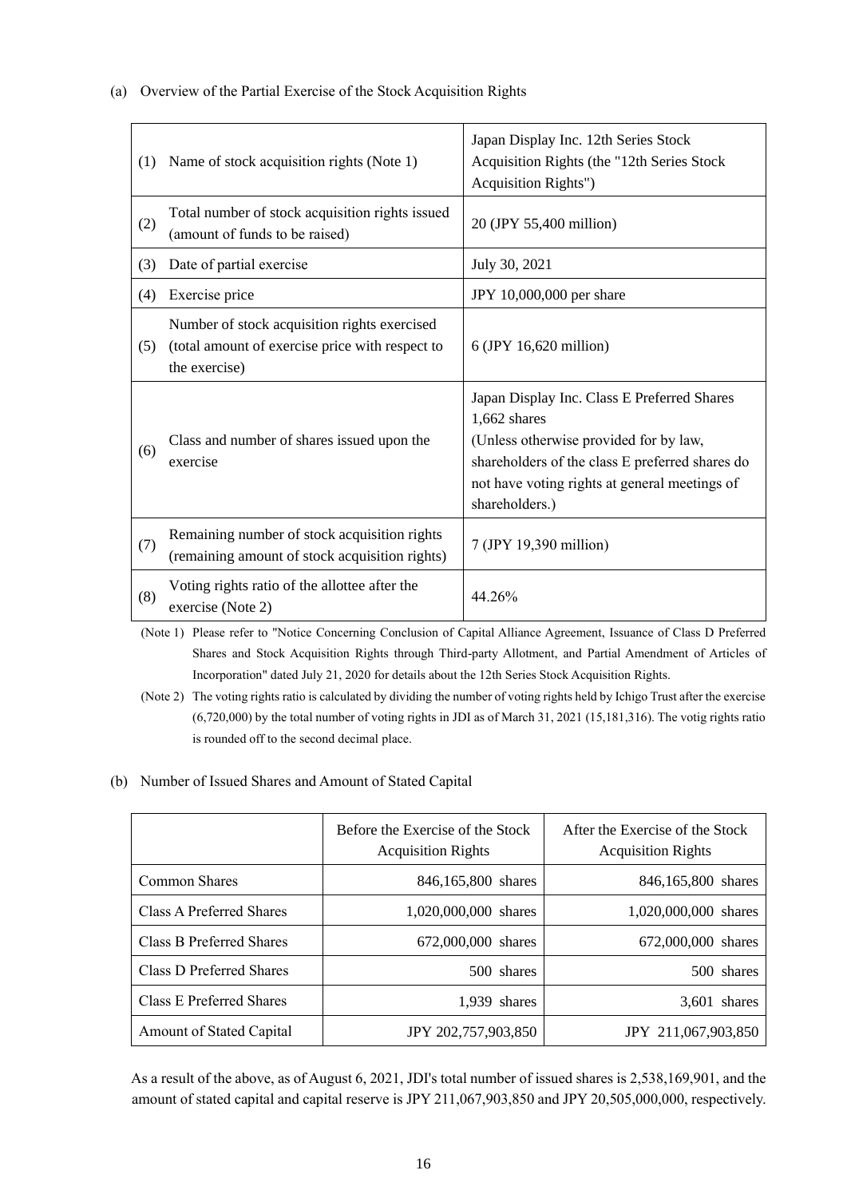(a) Overview of the Partial Exercise of the Stock Acquisition Rights

| | | |
|---|---|---|
| (1) | Name of stock acquisition rights (Note 1) | Japan Display Inc. 12th Series Stock Acquisition Rights (the "12th Series Stock Acquisition Rights") |
| (2) | Total number of stock acquisition rights issued (amount of funds to be raised) | 20 (JPY 55,400 million) |
| (3) | Date of partial exercise | July 30, 2021 |
| (4) | Exercise price | JPY 10,000,000 per share |
| (5) | Number of stock acquisition rights exercised (total amount of exercise price with respect to the exercise) | 6 (JPY 16,620 million) |
| (6) | Class and number of shares issued upon the exercise | Japan Display Inc. Class E Preferred Shares 1,662 shares (Unless otherwise provided for by law, shareholders of the class E preferred shares do not have voting rights at general meetings of shareholders.) |
| (7) | Remaining number of stock acquisition rights (remaining amount of stock acquisition rights) | 7 (JPY 19,390 million) |
| (8) | Voting rights ratio of the allottee after the exercise (Note 2) | 44.26% |

(Note 1) Please refer to "Notice Concerning Conclusion of Capital Alliance Agreement, Issuance of Class D Preferred Shares and Stock Acquisition Rights through Third-party Allotment, and Partial Amendment of Articles of Incorporation" dated July 21, 2020 for details about the 12th Series Stock Acquisition Rights.

(Note 2) The voting rights ratio is calculated by dividing the number of voting rights held by Ichigo Trust after the exercise (6,720,000) by the total number of voting rights in JDI as of March 31, 2021 (15,181,316). The votig rights ratio is rounded off to the second decimal place.

(b) Number of Issued Shares and Amount of Stated Capital

| | Before the Exercise of the Stock Acquisition Rights | After the Exercise of the Stock Acquisition Rights |
|---|---|---|
| Common Shares | 846,165,800 shares | 846,165,800 shares |
| Class A Preferred Shares | 1,020,000,000 shares | 1,020,000,000 shares |
| Class B Preferred Shares | 672,000,000 shares | 672,000,000 shares |
| Class D Preferred Shares | 500 shares | 500 shares |
| Class E Preferred Shares | 1,939 shares | 3,601 shares |
| Amount of Stated Capital | JPY 202,757,903,850 | JPY 211,067,903,850 |

As a result of the above, as of August 6, 2021, JDI's total number of issued shares is 2,538,169,901, and the amount of stated capital and capital reserve is JPY 211,067,903,850 and JPY 20,505,000,000, respectively.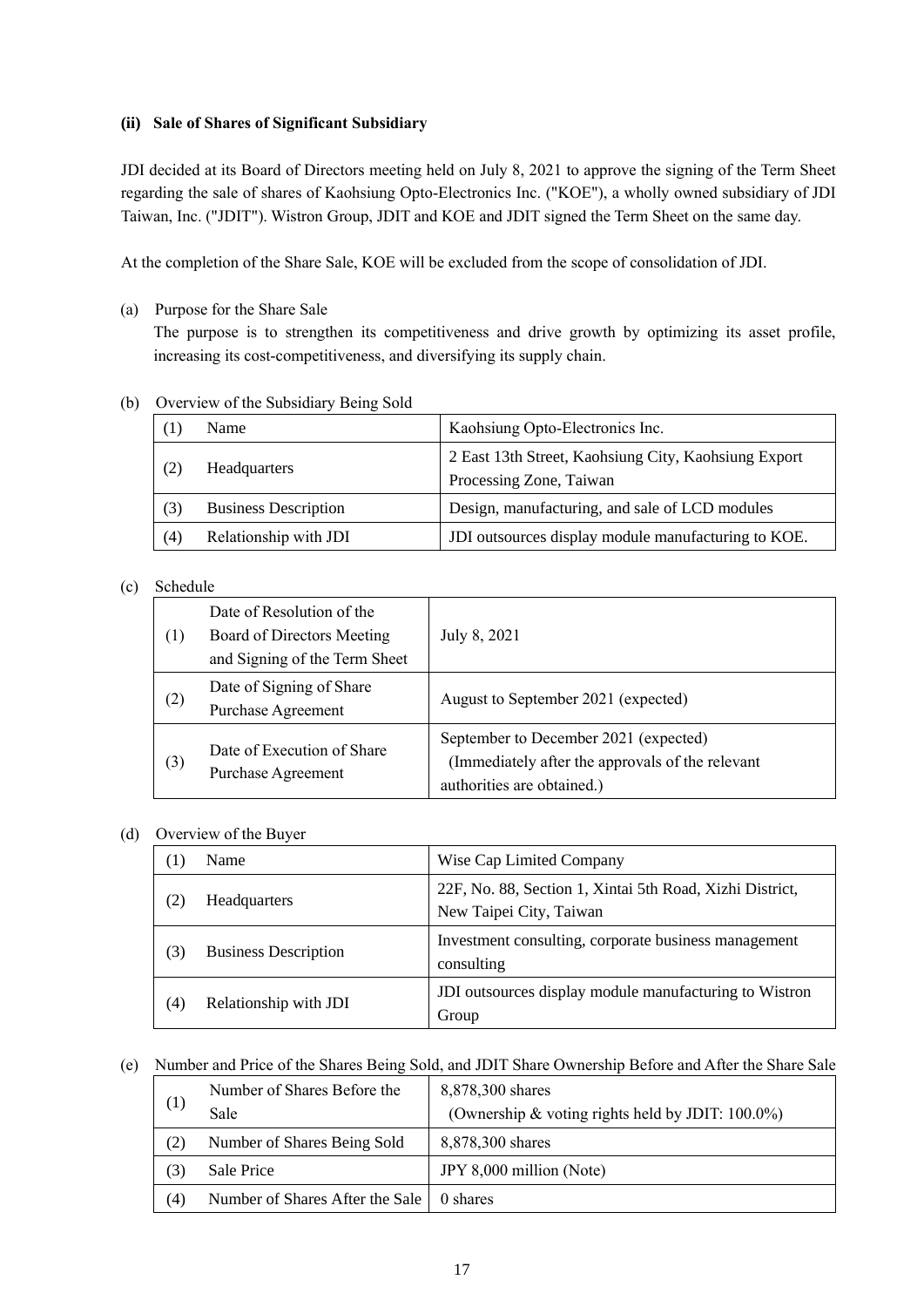**(ii) Sale of Shares of Significant Subsidiary**

JDI decided at its Board of Directors meeting held on July 8, 2021 to approve the signing of the Term Sheet regarding the sale of shares of Kaohsiung Opto-Electronics Inc. ("KOE"), a wholly owned subsidiary of JDI Taiwan, Inc. ("JDIT"). Wistron Group, JDIT and KOE and JDIT signed the Term Sheet on the same day.

At the completion of the Share Sale, KOE will be excluded from the scope of consolidation of JDI.

(a) Purpose for the Share Sale

The purpose is to strengthen its competitiveness and drive growth by optimizing its asset profile, increasing its cost-competitiveness, and diversifying its supply chain.

(b) Overview of the Subsidiary Being Sold

| (1) | Name | Kaohsiung Opto-Electronics Inc. |
|---|---|---|
| (2) | Headquarters | 2 East 13th Street, Kaohsiung City, Kaohsiung Export Processing Zone, Taiwan |
| (3) | Business Description | Design, manufacturing, and sale of LCD modules |
| (4) | Relationship with JDI | JDI outsources display module manufacturing to KOE. |

(c) Schedule

| (1) | Date of Resolution of the Board of Directors Meeting and Signing of the Term Sheet | July 8, 2021 |
|---|---|---|
| (2) | Date of Signing of Share Purchase Agreement | August to September 2021 (expected) |
| (3) | Date of Execution of Share Purchase Agreement | September to December 2021 (expected) (Immediately after the approvals of the relevant authorities are obtained.) |

(d) Overview of the Buyer

| (1) | Name | Wise Cap Limited Company |
|---|---|---|
| (2) | Headquarters | 22F, No. 88, Section 1, Xintai 5th Road, Xizhi District, New Taipei City, Taiwan |
| (3) | Business Description | Investment consulting, corporate business management consulting |
| (4) | Relationship with JDI | JDI outsources display module manufacturing to Wistron Group |

(e) Number and Price of the Shares Being Sold, and JDIT Share Ownership Before and After the Share Sale

| (1) | Number of Shares Before the Sale | 8,878,300 shares (Ownership & voting rights held by JDIT: 100.0%) |
|---|---|---|
| (2) | Number of Shares Being Sold | 8,878,300 shares |
| (3) | Sale Price | JPY 8,000 million (Note) |
| (4) | Number of Shares After the Sale | 0 shares |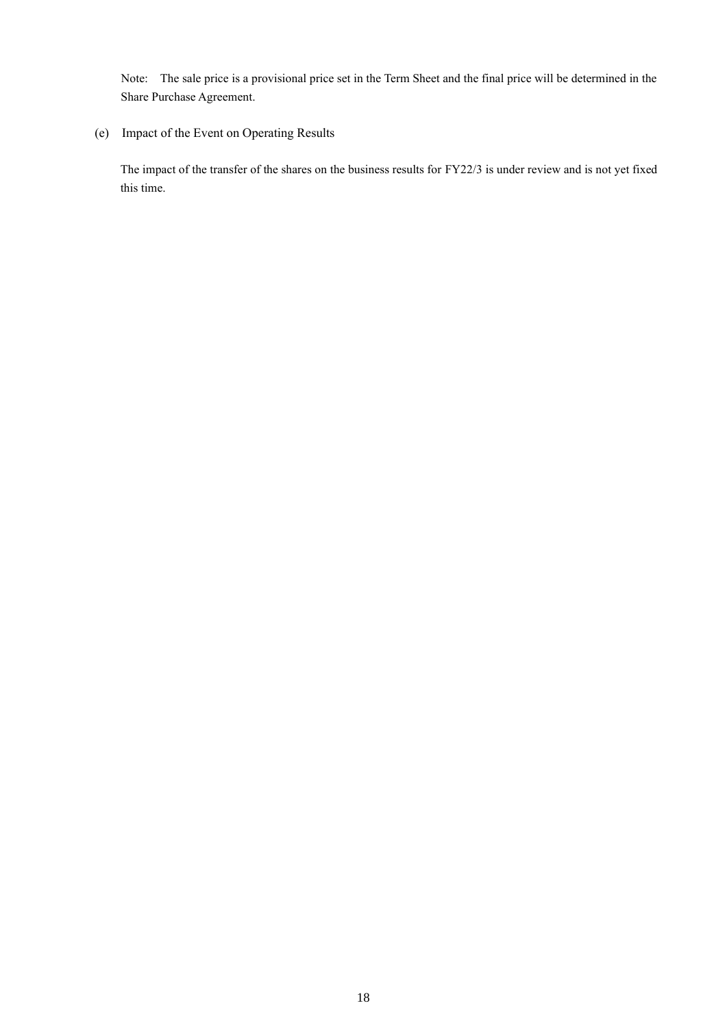Note: The sale price is a provisional price set in the Term Sheet and the final price will be determined in the Share Purchase Agreement.

(e) Impact of the Event on Operating Results

The impact of the transfer of the shares on the business results for FY22/3 is under review and is not yet fixed this time.